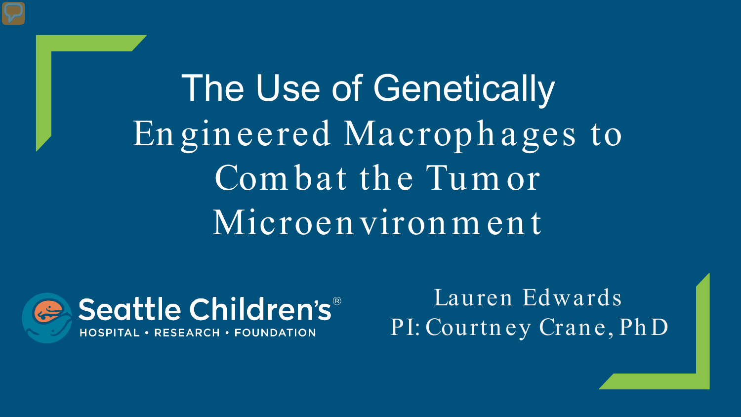# The Use of Genetically Engineered Macrophages to Combat the Tumor Microenvironment

Seattle Children's®
HOSPITAL • RESEARCH • FOUNDATION

Lauren Edwards
PI: Courtney Crane, PhD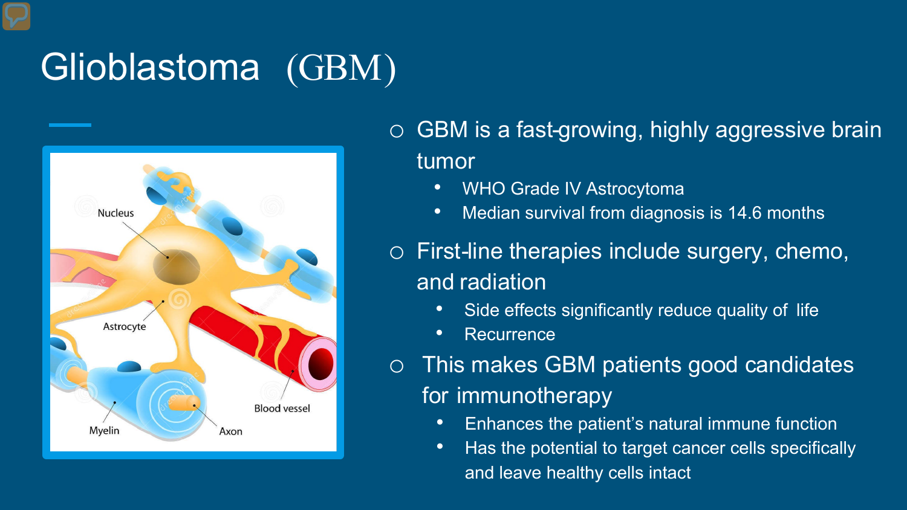# Glioblastoma (GBM)

- GBM is a fast-growing, highly aggressive brain tumor
  - WHO Grade IV Astrocytoma
  - Median survival from diagnosis is 14.6 months
- First-line therapies include surgery, chemo, and radiation
  - Side effects significantly reduce quality of life
  - Recurrence
- This makes GBM patients good candidates for immunotherapy
  - Enhances the patient's natural immune function
  - Has the potential to target cancer cells specifically and leave healthy cells intact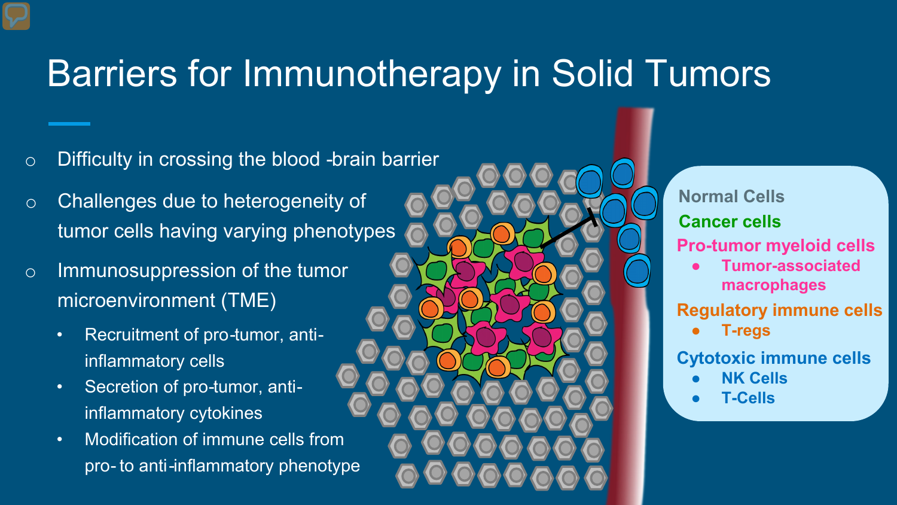# Barriers for Immunotherapy in Solid Tumors

- Difficulty in crossing the blood-brain barrier
- Challenges due to heterogeneity of tumor cells having varying phenotypes
- Immunosuppression of the tumor microenvironment (TME)
  - Recruitment of pro-tumor, anti-inflammatory cells
  - Secretion of pro-tumor, anti-inflammatory cytokines
  - Modification of immune cells from pro- to anti-inflammatory phenotype

**Normal Cells**

**Cancer cells**

**Pro-tumor myeloid cells**
- **Tumor-associated macrophages**

**Regulatory immune cells**
- **T-regs**

**Cytotoxic immune cells**
- **NK Cells**
- **T-Cells**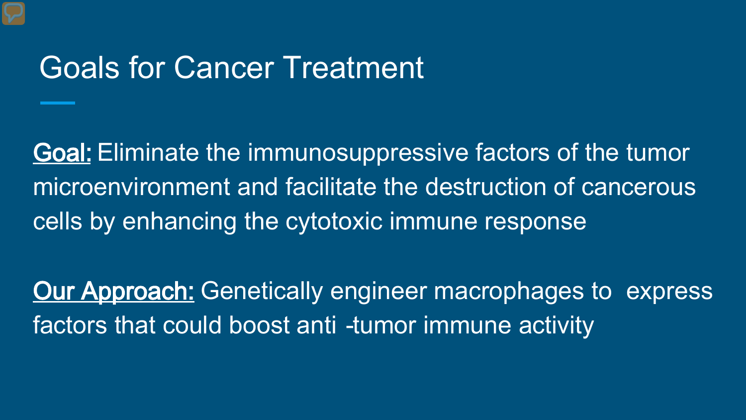# Goals for Cancer Treatment

**Goal:** Eliminate the immunosuppressive factors of the tumor microenvironment and facilitate the destruction of cancerous cells by enhancing the cytotoxic immune response

**Our Approach:** Genetically engineer macrophages to express factors that could boost anti-tumor immune activity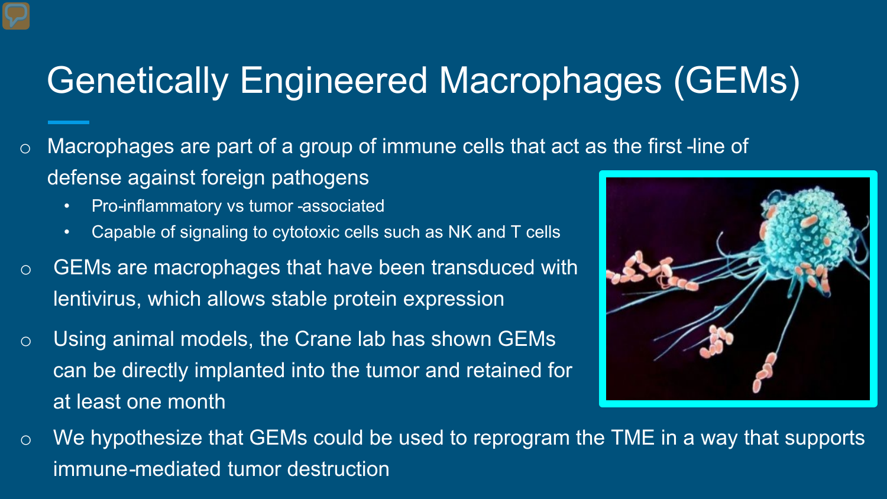# Genetically Engineered Macrophages (GEMs)

- Macrophages are part of a group of immune cells that act as the first -line of defense against foreign pathogens
  - Pro-inflammatory vs tumor -associated
  - Capable of signaling to cytotoxic cells such as NK and T cells
- GEMs are macrophages that have been transduced with lentivirus, which allows stable protein expression
- Using animal models, the Crane lab has shown GEMs can be directly implanted into the tumor and retained for at least one month
- We hypothesize that GEMs could be used to reprogram the TME in a way that supports immune-mediated tumor destruction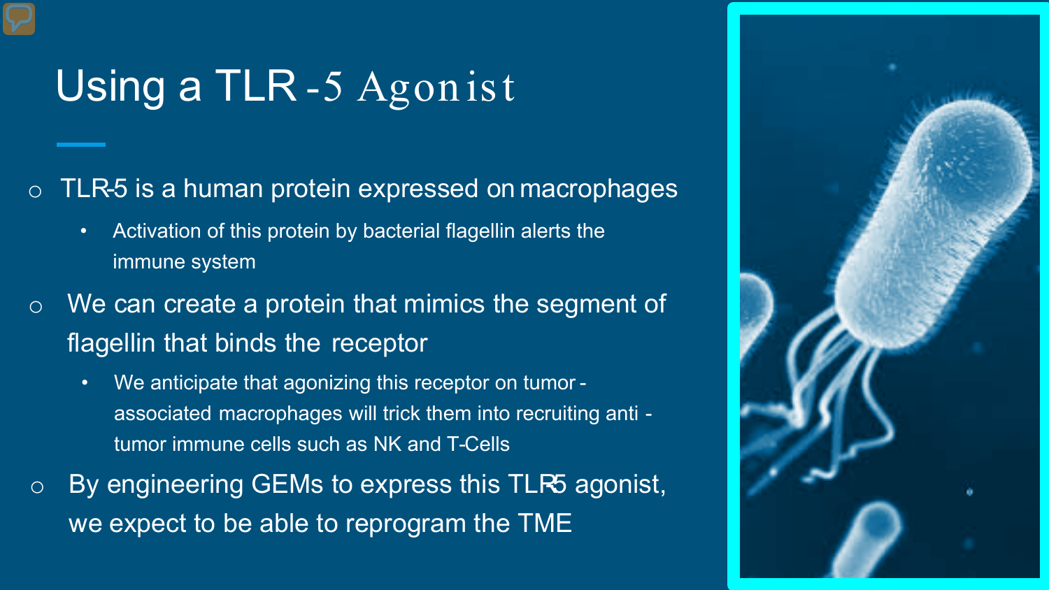# Using a TLR-5 Agonist

- TLR-5 is a human protein expressed on macrophages
  - Activation of this protein by bacterial flagellin alerts the immune system
- We can create a protein that mimics the segment of flagellin that binds the receptor
  - We anticipate that agonizing this receptor on tumor-associated macrophages will trick them into recruiting anti-tumor immune cells such as NK and T-Cells
- By engineering GEMs to express this TLR-5 agonist, we expect to be able to reprogram the TME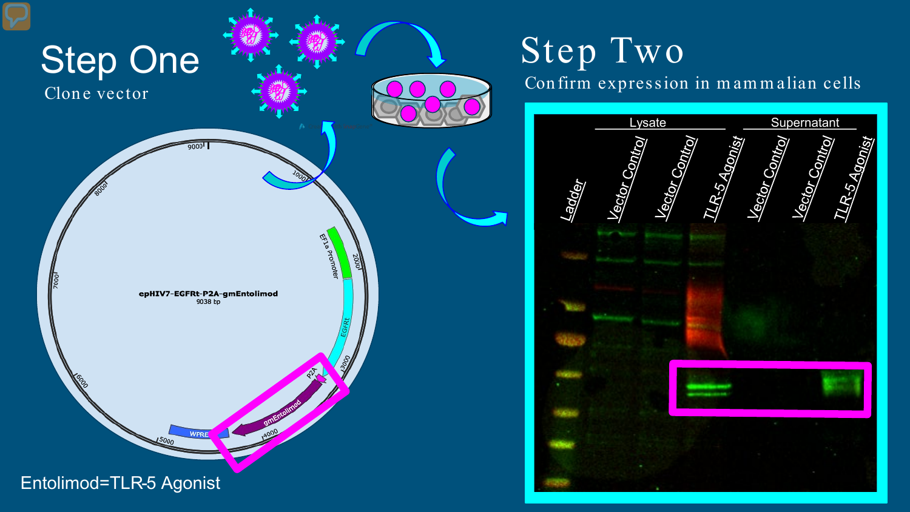# Step One

Clone vector

epHIV7-EGFRt-P2A-gmEntolimod
9038 bp

Entolimod=TLR-5 Agonist

# Step Two

Confirm expression in mammalian cells

| Ladder | Lysate | | | Supernatant | | |
|---|---|---|---|---|---|---|
| | Vector Control | Vector Control | TLR-5 Agonist | Vector Control | Vector Control | TLR-5 Agonist |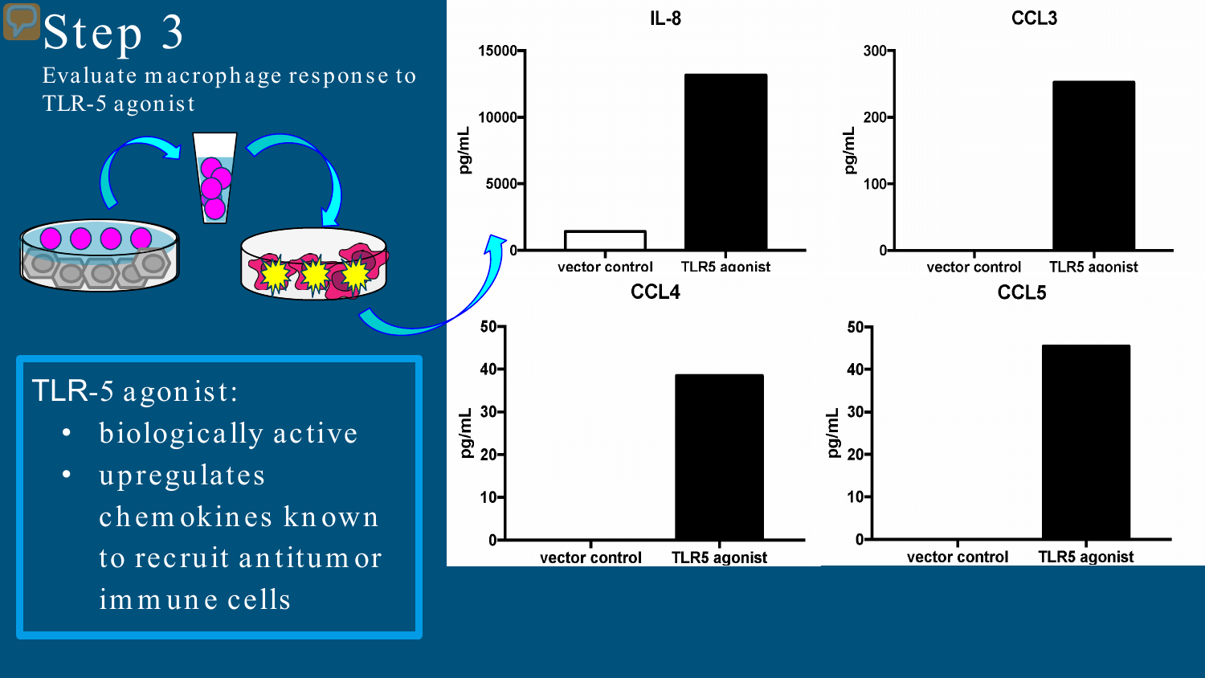# Step 3

Evaluate macrophage response to TLR-5 agonist

TLR-5 agonist:

- biologically active
- upregulates chemokines known to recruit antitumor immune cells

**IL-8**

pg/mL: 0, 5000, 10000, 15000

vector control, TLR5 agonist

**CCL3**

pg/mL: 0, 100, 200, 300

vector control, TLR5 agonist

**CCL4**

pg/mL: 0, 10, 20, 30, 40, 50

vector control, TLR5 agonist

**CCL5**

pg/mL: 0, 10, 20, 30, 40, 50

vector control, TLR5 agonist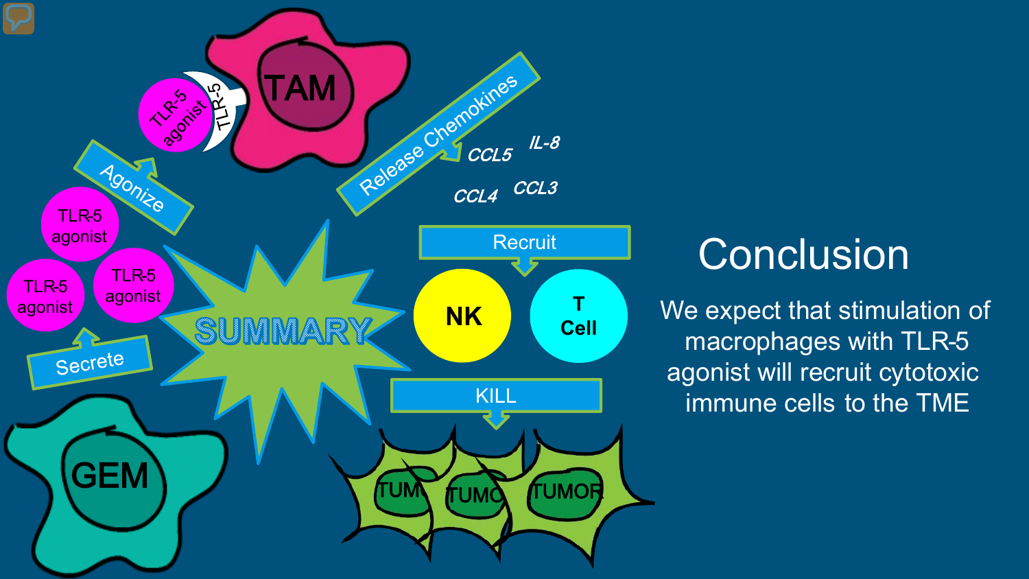# Conclusion

We expect that stimulation of macrophages with TLR-5 agonist will recruit cytotoxic immune cells to the TME

SUMMARY

GEM — Secrete → TLR-5 agonist, TLR-5 agonist, TLR-5 agonist

Agonize → TLR-5 agonist / TLR-5 — TAM

Release Chemokines: *CCL5*, *IL-8*, *CCL4*, *CCL3*

Recruit → NK, T Cell

KILL → TUMOR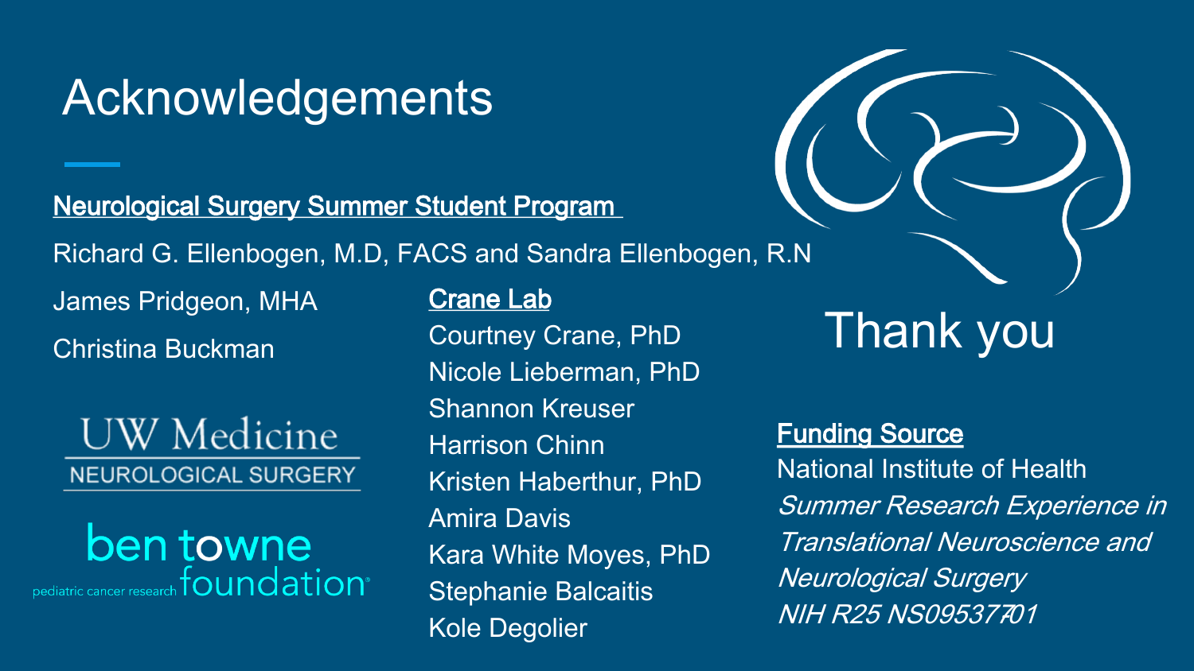# Acknowledgements

**Neurological Surgery Summer Student Program**

Richard G. Ellenbogen, M.D, FACS and Sandra Ellenbogen, R.N

James Pridgeon, MHA

Christina Buckman

UW Medicine
NEUROLOGICAL SURGERY

ben towne
pediatric cancer research foundation

**Crane Lab**

Courtney Crane, PhD
Nicole Lieberman, PhD
Shannon Kreuser
Harrison Chinn
Kristen Haberthur, PhD
Amira Davis
Kara White Moyes, PhD
Stephanie Balcaitis
Kole Degolier

Thank you

**Funding Source**

National Institute of Health
*Summer Research Experience in Translational Neuroscience and Neurological Surgery*
*NIH R25 NS095377-01*